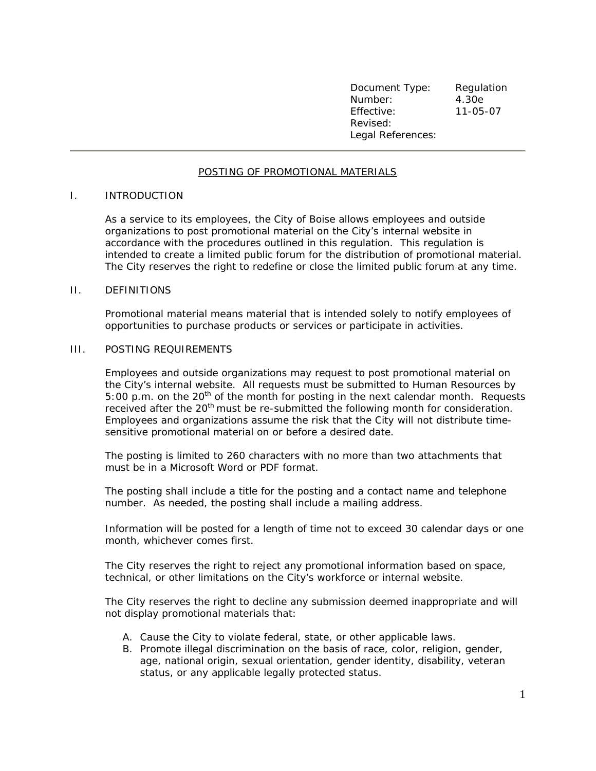| | |
|---|---|
| Document Type: | Regulation |
| Number: | 4.30e |
| Effective: | 11-05-07 |
| Revised: | |
| Legal References: | |

---

# POSTING OF PROMOTIONAL MATERIALS

## I. INTRODUCTION

As a service to its employees, the City of Boise allows employees and outside organizations to post promotional material on the City's internal website in accordance with the procedures outlined in this regulation. This regulation is intended to create a limited public forum for the distribution of promotional material. The City reserves the right to redefine or close the limited public forum at any time.

## II. DEFINITIONS

Promotional material means material that is intended solely to notify employees of opportunities to purchase products or services or participate in activities.

## III. POSTING REQUIREMENTS

Employees and outside organizations may request to post promotional material on the City's internal website. All requests must be submitted to Human Resources by 5:00 p.m. on the 20th of the month for posting in the next calendar month. Requests received after the 20th must be re-submitted the following month for consideration. Employees and organizations assume the risk that the City will not distribute time-sensitive promotional material on or before a desired date.

The posting is limited to 260 characters with no more than two attachments that must be in a Microsoft Word or PDF format.

The posting shall include a title for the posting and a contact name and telephone number. As needed, the posting shall include a mailing address.

Information will be posted for a length of time not to exceed 30 calendar days or one month, whichever comes first.

The City reserves the right to reject any promotional information based on space, technical, or other limitations on the City's workforce or internal website.

The City reserves the right to decline any submission deemed inappropriate and will not display promotional materials that:

A. Cause the City to violate federal, state, or other applicable laws.
B. Promote illegal discrimination on the basis of race, color, religion, gender, age, national origin, sexual orientation, gender identity, disability, veteran status, or any applicable legally protected status.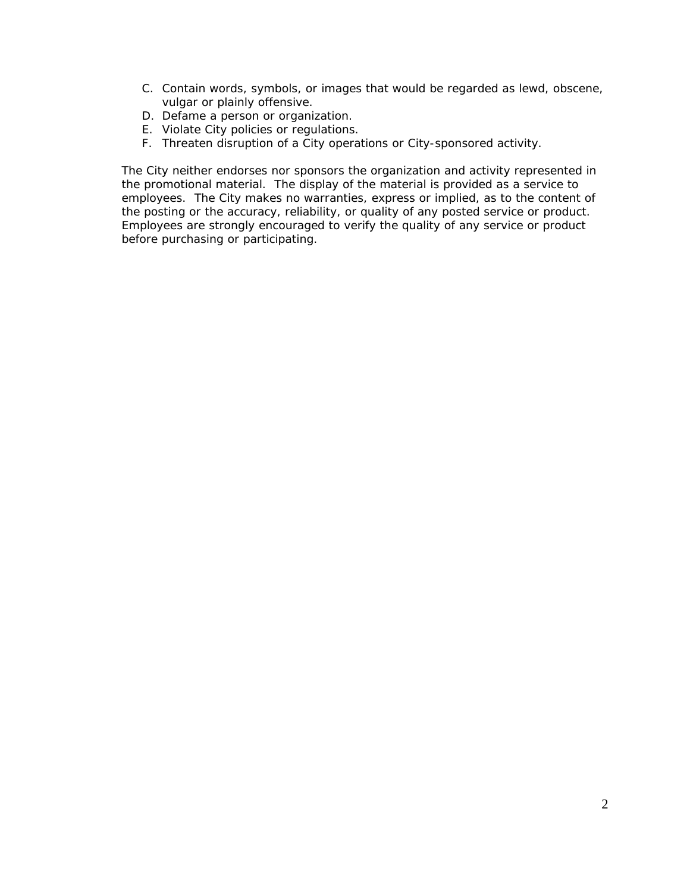C. Contain words, symbols, or images that would be regarded as lewd, obscene, vulgar or plainly offensive.
D. Defame a person or organization.
E. Violate City policies or regulations.
F. Threaten disruption of a City operations or City-sponsored activity.

The City neither endorses nor sponsors the organization and activity represented in the promotional material. The display of the material is provided as a service to employees. The City makes no warranties, express or implied, as to the content of the posting or the accuracy, reliability, or quality of any posted service or product. Employees are strongly encouraged to verify the quality of any service or product before purchasing or participating.